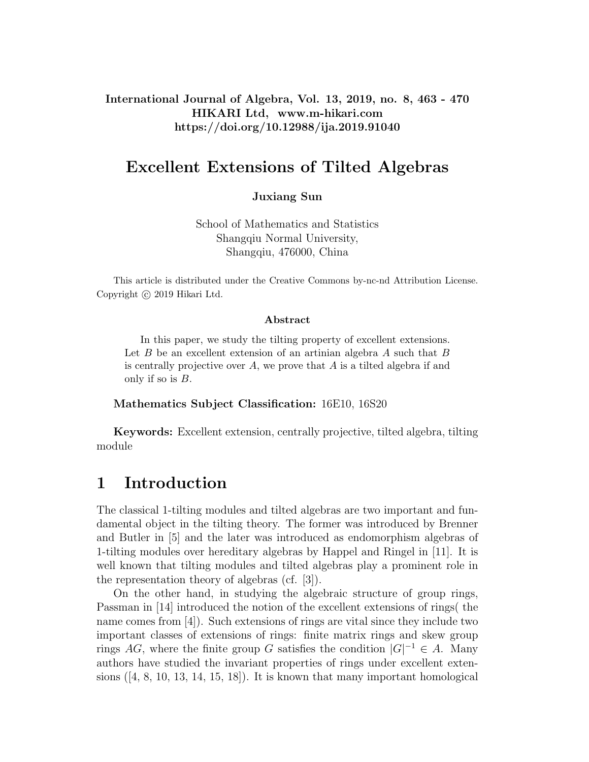**International Journal of Algebra, Vol. 13, 2019, no. 8, 463 - 470**
**HIKARI Ltd, www.m-hikari.com**
**https://doi.org/10.12988/ija.2019.91040**

# Excellent Extensions of Tilted Algebras

**Juxiang Sun**

School of Mathematics and Statistics
Shangqiu Normal University,
Shangqiu, 476000, China

This article is distributed under the Creative Commons by-nc-nd Attribution License. Copyright © 2019 Hikari Ltd.

### Abstract

In this paper, we study the tilting property of excellent extensions. Let $B$ be an excellent extension of an artinian algebra $A$ such that $B$ is centrally projective over $A$, we prove that $A$ is a tilted algebra if and only if so is $B$.

**Mathematics Subject Classification:** 16E10, 16S20

**Keywords:** Excellent extension, centrally projective, tilted algebra, tilting module

## 1 Introduction

The classical 1-tilting modules and tilted algebras are two important and fundamental object in the tilting theory. The former was introduced by Brenner and Butler in [5] and the later was introduced as endomorphism algebras of 1-tilting modules over hereditary algebras by Happel and Ringel in [11]. It is well known that tilting modules and tilted algebras play a prominent role in the representation theory of algebras (cf. [3]).

On the other hand, in studying the algebraic structure of group rings, Passman in [14] introduced the notion of the excellent extensions of rings( the name comes from [4]). Such extensions of rings are vital since they include two important classes of extensions of rings: finite matrix rings and skew group rings $AG$, where the finite group $G$ satisfies the condition $|G|^{-1} \in A$. Many authors have studied the invariant properties of rings under excellent extensions ([4, 8, 10, 13, 14, 15, 18]). It is known that many important homological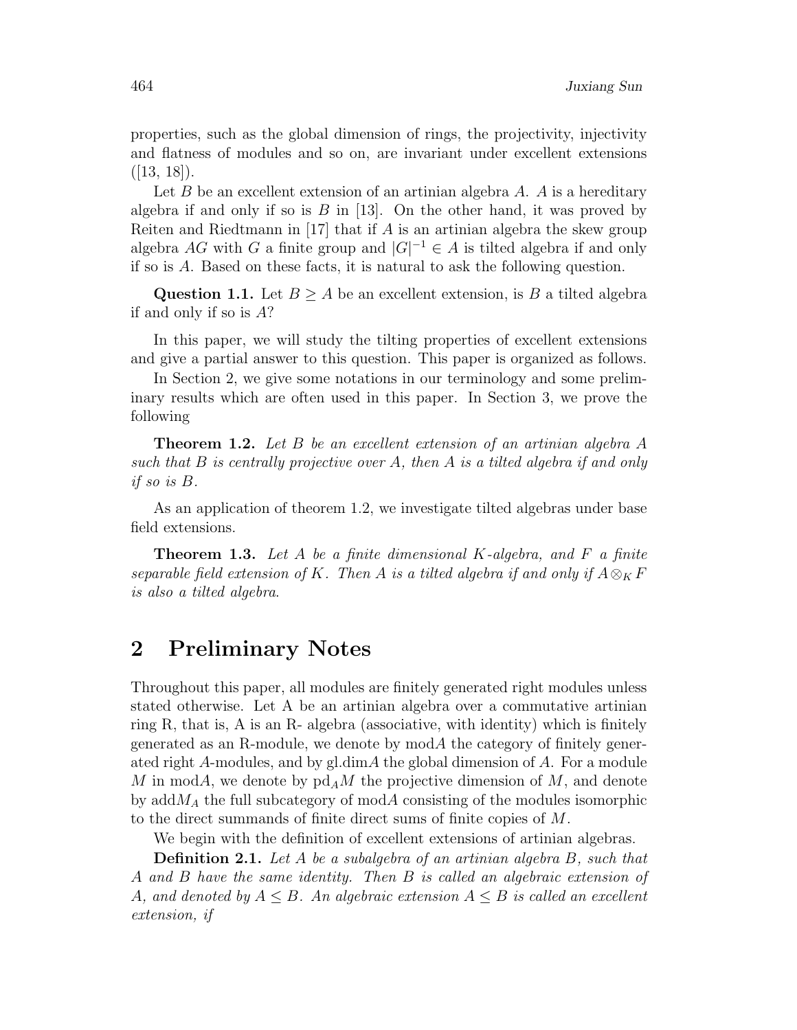properties, such as the global dimension of rings, the projectivity, injectivity and flatness of modules and so on, are invariant under excellent extensions ([13, 18]).

Let $B$ be an excellent extension of an artinian algebra $A$. $A$ is a hereditary algebra if and only if so is $B$ in [13]. On the other hand, it was proved by Reiten and Riedtmann in [17] that if $A$ is an artinian algebra the skew group algebra $AG$ with $G$ a finite group and $|G|^{-1} \in A$ is tilted algebra if and only if so is $A$. Based on these facts, it is natural to ask the following question.

**Question 1.1.** Let $B \geq A$ be an excellent extension, is $B$ a tilted algebra if and only if so is $A$?

In this paper, we will study the tilting properties of excellent extensions and give a partial answer to this question. This paper is organized as follows.

In Section 2, we give some notations in our terminology and some preliminary results which are often used in this paper. In Section 3, we prove the following

**Theorem 1.2.** *Let $B$ be an excellent extension of an artinian algebra $A$ such that $B$ is centrally projective over $A$, then $A$ is a tilted algebra if and only if so is $B$.*

As an application of theorem 1.2, we investigate tilted algebras under base field extensions.

**Theorem 1.3.** *Let $A$ be a finite dimensional $K$-algebra, and $F$ a finite separable field extension of $K$. Then $A$ is a tilted algebra if and only if $A \otimes_K F$ is also a tilted algebra.*

## 2 Preliminary Notes

Throughout this paper, all modules are finitely generated right modules unless stated otherwise. Let A be an artinian algebra over a commutative artinian ring R, that is, A is an R- algebra (associative, with identity) which is finitely generated as an R-module, we denote by mod$A$ the category of finitely generated right $A$-modules, and by gl.dim$A$ the global dimension of $A$. For a module $M$ in mod$A$, we denote by $\mathrm{pd}_A M$ the projective dimension of $M$, and denote by add$M_A$ the full subcategory of mod$A$ consisting of the modules isomorphic to the direct summands of finite direct sums of finite copies of $M$.

We begin with the definition of excellent extensions of artinian algebras.

**Definition 2.1.** *Let $A$ be a subalgebra of an artinian algebra $B$, such that $A$ and $B$ have the same identity. Then $B$ is called an algebraic extension of $A$, and denoted by $A \leq B$. An algebraic extension $A \leq B$ is called an excellent extension, if*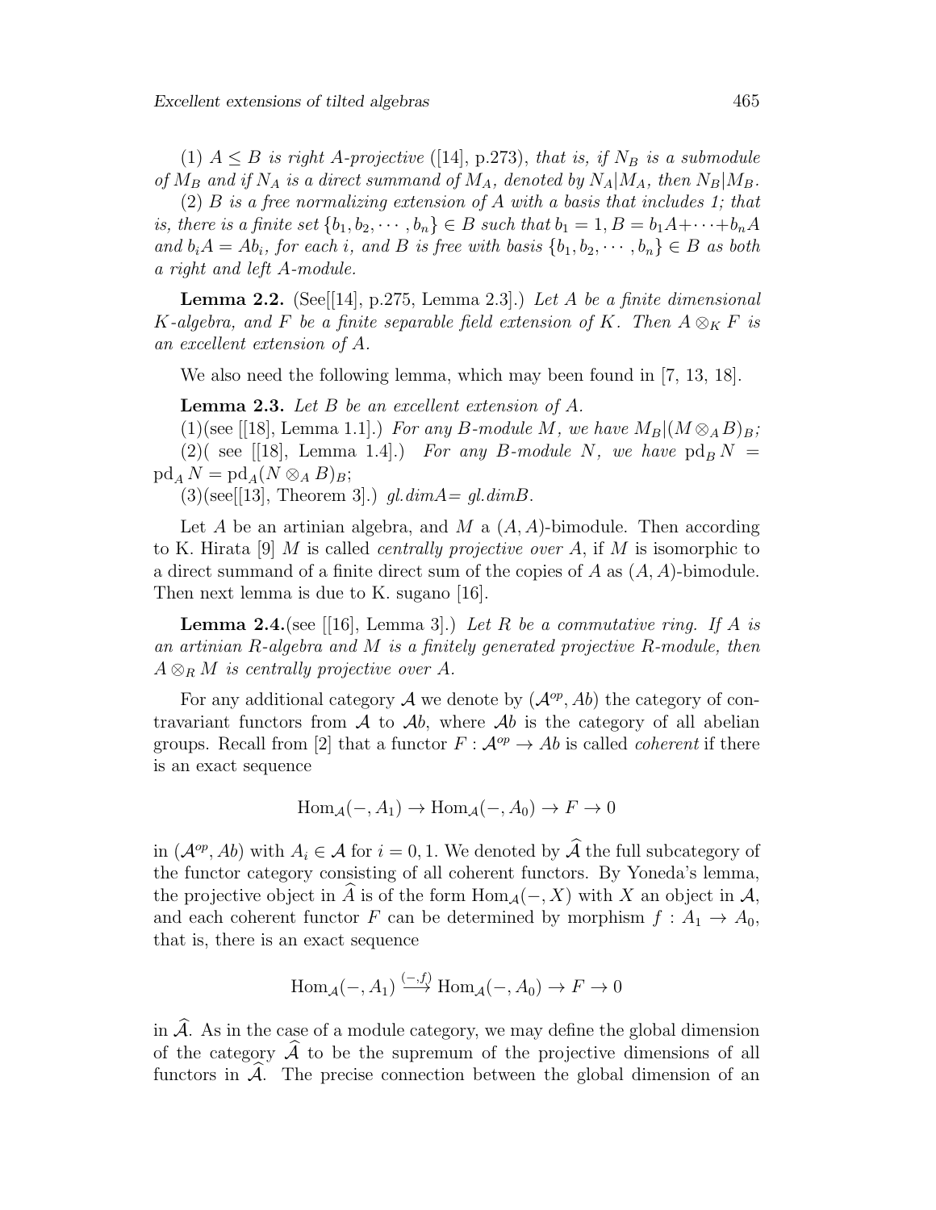(1) *$A \leq B$ is right $A$-projective* ([14], p.273), *that is, if $N_B$ is a submodule of $M_B$ and if $N_A$ is a direct summand of $M_A$, denoted by $N_A|M_A$, then $N_B|M_B$.*

(2) *$B$ is a free normalizing extension of $A$ with a basis that includes 1; that is, there is a finite set $\{b_1, b_2, \cdots, b_n\} \in B$ such that $b_1 = 1, B = b_1A + \cdots + b_nA$ and $b_iA = Ab_i$, for each $i$, and $B$ is free with basis $\{b_1, b_2, \cdots, b_n\} \in B$ as both a right and left $A$-module.*

**Lemma 2.2.** (See[[14], p.275, Lemma 2.3].) *Let $A$ be a finite dimensional $K$-algebra, and $F$ be a finite separable field extension of $K$. Then $A \otimes_K F$ is an excellent extension of $A$.*

We also need the following lemma, which may been found in [7, 13, 18].

**Lemma 2.3.** *Let $B$ be an excellent extension of $A$.*

(1)(see [[18], Lemma 1.1].) *For any $B$-module $M$, we have $M_B|(M \otimes_A B)_B$;*

(2)( see [[18], Lemma 1.4].) *For any $B$-module $N$, we have $\operatorname{pd}_B N = \operatorname{pd}_A N = \operatorname{pd}_A (N \otimes_A B)_B$;*

(3)(see[[13], Theorem 3].) *gl.dim$A$= gl.dim$B$.*

Let $A$ be an artinian algebra, and $M$ a $(A, A)$-bimodule. Then according to K. Hirata [9] $M$ is called *centrally projective over $A$*, if $M$ is isomorphic to a direct summand of a finite direct sum of the copies of $A$ as $(A, A)$-bimodule. Then next lemma is due to K. sugano [16].

**Lemma 2.4.**(see [[16], Lemma 3].) *Let $R$ be a commutative ring. If $A$ is an artinian $R$-algebra and $M$ is a finitely generated projective $R$-module, then $A \otimes_R M$ is centrally projective over $A$.*

For any additional category $\mathcal{A}$ we denote by $(\mathcal{A}^{op}, Ab)$ the category of contravariant functors from $\mathcal{A}$ to $\mathcal{A}b$, where $\mathcal{A}b$ is the category of all abelian groups. Recall from [2] that a functor $F : \mathcal{A}^{op} \to Ab$ is called *coherent* if there is an exact sequence

$$\operatorname{Hom}_{\mathcal{A}}(-, A_1) \to \operatorname{Hom}_{\mathcal{A}}(-, A_0) \to F \to 0$$

in $(\mathcal{A}^{op}, Ab)$ with $A_i \in \mathcal{A}$ for $i = 0, 1$. We denoted by $\widehat{\mathcal{A}}$ the full subcategory of the functor category consisting of all coherent functors. By Yoneda's lemma, the projective object in $\widehat{A}$ is of the form $\operatorname{Hom}_{\mathcal{A}}(-, X)$ with $X$ an object in $\mathcal{A}$, and each coherent functor $F$ can be determined by morphism $f : A_1 \to A_0$, that is, there is an exact sequence

$$\operatorname{Hom}_{\mathcal{A}}(-, A_1) \xrightarrow{(-,f)} \operatorname{Hom}_{\mathcal{A}}(-, A_0) \to F \to 0$$

in $\widehat{\mathcal{A}}$. As in the case of a module category, we may define the global dimension of the category $\widehat{\mathcal{A}}$ to be the supremum of the projective dimensions of all functors in $\widehat{\mathcal{A}}$. The precise connection between the global dimension of an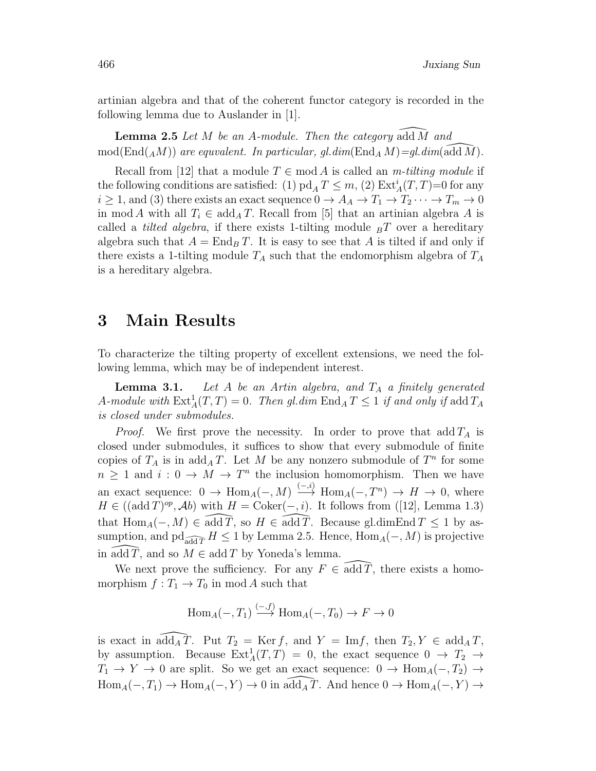artinian algebra and that of the coherent functor category is recorded in the following lemma due to Auslander in [1].

**Lemma 2.5** *Let $M$ be an $A$-module. Then the category $\widehat{\operatorname{add} M}$ and $\operatorname{mod}(\operatorname{End}(_AM))$ are equvalent. In particular, gl.dim$(\operatorname{End}_A M)$=gl.dim$(\widehat{\operatorname{add} M})$.*

Recall from [12] that a module $T \in \operatorname{mod} A$ is called an *m-tilting module* if the following conditions are satisfied: (1) $\operatorname{pd}_A T \leq m$, (2) $\operatorname{Ext}_A^i(T,T)$=0 for any $i \geq 1$, and (3) there exists an exact sequence $0 \to A_A \to T_1 \to T_2 \cdots \to T_m \to 0$ in $\operatorname{mod} A$ with all $T_i \in \operatorname{add}_A T$. Recall from [5] that an artinian algebra $A$ is called a *tilted algebra*, if there exists 1-tilting module $_BT$ over a hereditary algebra such that $A = \operatorname{End}_B T$. It is easy to see that $A$ is tilted if and only if there exists a 1-tilting module $T_A$ such that the endomorphism algebra of $T_A$ is a hereditary algebra.

# 3 Main Results

To characterize the tilting property of excellent extensions, we need the following lemma, which may be of independent interest.

**Lemma 3.1.** *Let $A$ be an Artin algebra, and $T_A$ a finitely generated $A$-module with $\operatorname{Ext}_A^1(T,T) = 0$. Then gl.dim $\operatorname{End}_A T \leq 1$ if and only if $\operatorname{add} T_A$ is closed under submodules.*

*Proof.* We first prove the necessity. In order to prove that $\operatorname{add} T_A$ is closed under submodules, it suffices to show that every submodule of finite copies of $T_A$ is in $\operatorname{add}_A T$. Let $M$ be any nonzero submodule of $T^n$ for some $n \geq 1$ and $i : 0 \to M \to T^n$ the inclusion homomorphism. Then we have an exact sequence: $0 \to \operatorname{Hom}_A(-,M) \xrightarrow{(-,i)} \operatorname{Hom}_A(-,T^n) \to H \to 0$, where $H \in ((\operatorname{add} T)^{op}, \mathcal{A}b)$ with $H = \operatorname{Coker}(-,i)$. It follows from ([12], Lemma 1.3) that $\operatorname{Hom}_A(-,M) \in \widehat{\operatorname{add} T}$, so $H \in \widehat{\operatorname{add} T}$. Because gl.dimEnd $T \leq 1$ by assumption, and $\operatorname{pd}_{\widehat{\operatorname{add} T}} H \leq 1$ by Lemma 2.5. Hence, $\operatorname{Hom}_A(-,M)$ is projective in $\widehat{\operatorname{add} T}$, and so $M \in \operatorname{add} T$ by Yoneda's lemma.

We next prove the sufficiency. For any $F \in \widehat{\operatorname{add} T}$, there exists a homomorphism $f : T_1 \to T_0$ in $\operatorname{mod} A$ such that

$$\operatorname{Hom}_A(-,T_1) \xrightarrow{(-,f)} \operatorname{Hom}_A(-,T_0) \to F \to 0$$

is exact in $\widehat{\operatorname{add}_A T}$. Put $T_2 = \operatorname{Ker} f$, and $Y = \operatorname{Im} f$, then $T_2, Y \in \operatorname{add}_A T$, by assumption. Because $\operatorname{Ext}_A^1(T,T) = 0$, the exact sequence $0 \to T_2 \to T_1 \to Y \to 0$ are split. So we get an exact sequence: $0 \to \operatorname{Hom}_A(-,T_2) \to \operatorname{Hom}_A(-,T_1) \to \operatorname{Hom}_A(-,Y) \to 0$ in $\widehat{\operatorname{add}_A T}$. And hence $0 \to \operatorname{Hom}_A(-,Y) \to$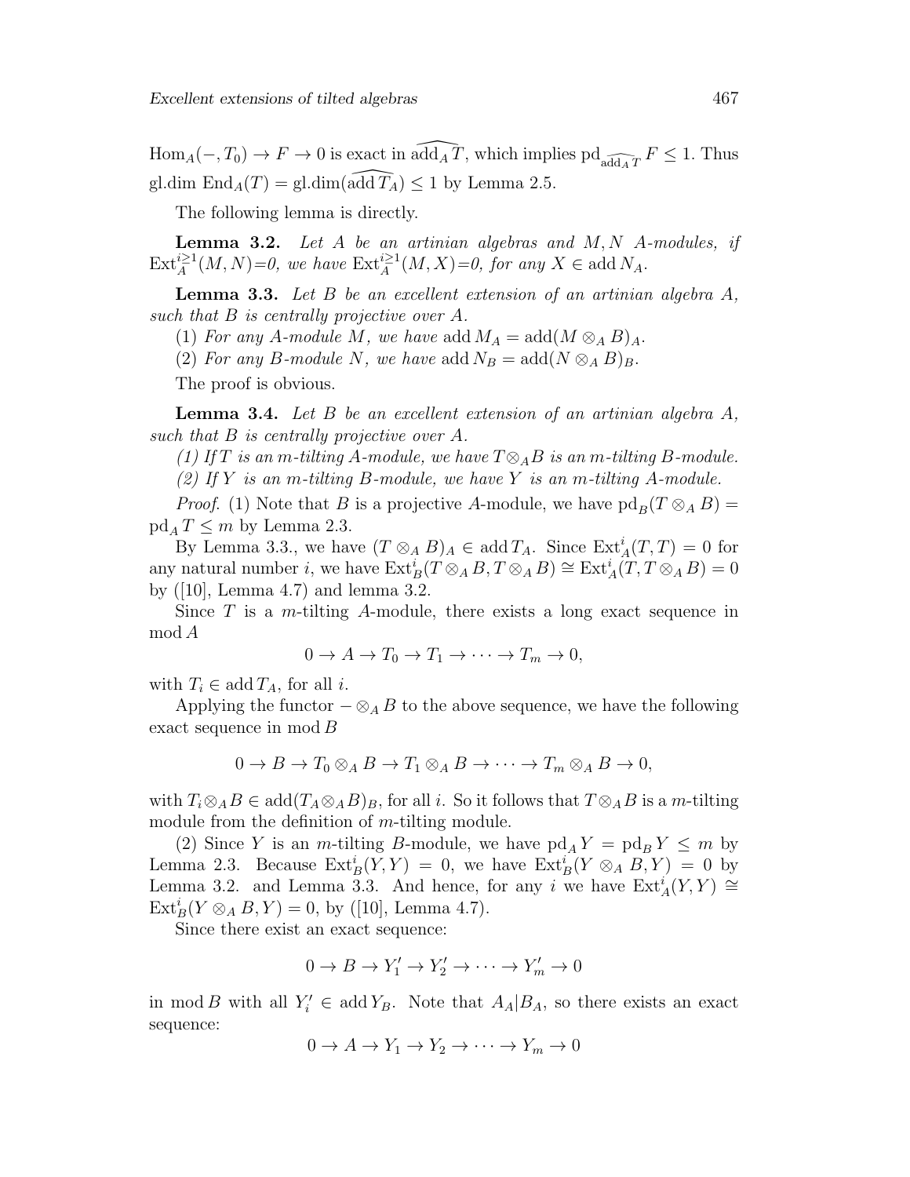$\mathrm{Hom}_A(-,T_0) \to F \to 0$ is exact in $\widehat{\mathrm{add}_A T}$, which implies $\mathrm{pd}_{\widehat{\mathrm{add}_A T}} F \leq 1$. Thus gl.dim $\mathrm{End}_A(T) = \mathrm{gl.dim}(\widehat{\mathrm{add}\, T_A}) \leq 1$ by Lemma 2.5.

The following lemma is directly.

**Lemma 3.2.** *Let $A$ be an artinian algebras and $M, N$ $A$-modules, if $\mathrm{Ext}_A^{i\geq 1}(M,N)$=0, we have $\mathrm{Ext}_A^{i\geq 1}(M,X)$=0, for any $X \in \mathrm{add}\, N_A$.*

**Lemma 3.3.** *Let $B$ be an excellent extension of an artinian algebra $A$, such that $B$ is centrally projective over $A$.*

*(1) For any $A$-module $M$, we have $\mathrm{add}\, M_A = \mathrm{add}(M \otimes_A B)_A$.*

*(2) For any $B$-module $N$, we have $\mathrm{add}\, N_B = \mathrm{add}(N \otimes_A B)_B$.*

The proof is obvious.

**Lemma 3.4.** *Let $B$ be an excellent extension of an artinian algebra $A$, such that $B$ is centrally projective over $A$.*

*(1) If $T$ is an $m$-tilting $A$-module, we have $T \otimes_A B$ is an $m$-tilting $B$-module.*

*(2) If $Y$ is an $m$-tilting $B$-module, we have $Y$ is an $m$-tilting $A$-module.*

*Proof*. (1) Note that $B$ is a projective $A$-module, we have $\mathrm{pd}_B(T \otimes_A B) = \mathrm{pd}_A T \leq m$ by Lemma 2.3.

By Lemma 3.3., we have $(T \otimes_A B)_A \in \mathrm{add}\, T_A$. Since $\mathrm{Ext}_A^i(T,T) = 0$ for any natural number $i$, we have $\mathrm{Ext}_B^i(T \otimes_A B, T \otimes_A B) \cong \mathrm{Ext}_A^i(T, T \otimes_A B) = 0$ by ([10], Lemma 4.7) and lemma 3.2.

Since $T$ is a $m$-tilting $A$-module, there exists a long exact sequence in mod $A$

$$0 \to A \to T_0 \to T_1 \to \cdots \to T_m \to 0,$$

with $T_i \in \mathrm{add}\, T_A$, for all $i$.

Applying the functor $- \otimes_A B$ to the above sequence, we have the following exact sequence in mod $B$

$$0 \to B \to T_0 \otimes_A B \to T_1 \otimes_A B \to \cdots \to T_m \otimes_A B \to 0,$$

with $T_i \otimes_A B \in \mathrm{add}(T_A \otimes_A B)_B$, for all $i$. So it follows that $T \otimes_A B$ is a $m$-tilting module from the definition of $m$-tilting module.

(2) Since $Y$ is an $m$-tilting $B$-module, we have $\mathrm{pd}_A Y = \mathrm{pd}_B Y \leq m$ by Lemma 2.3. Because $\mathrm{Ext}_B^i(Y,Y) = 0$, we have $\mathrm{Ext}_B^i(Y \otimes_A B, Y) = 0$ by Lemma 3.2. and Lemma 3.3. And hence, for any $i$ we have $\mathrm{Ext}_A^i(Y,Y) \cong \mathrm{Ext}_B^i(Y \otimes_A B, Y) = 0$, by ([10], Lemma 4.7).

Since there exist an exact sequence:

$$0 \to B \to Y_1' \to Y_2' \to \cdots \to Y_m' \to 0$$

in mod $B$ with all $Y_i' \in \mathrm{add}\, Y_B$. Note that $A_A | B_A$, so there exists an exact sequence:

$$0 \to A \to Y_1 \to Y_2 \to \cdots \to Y_m \to 0$$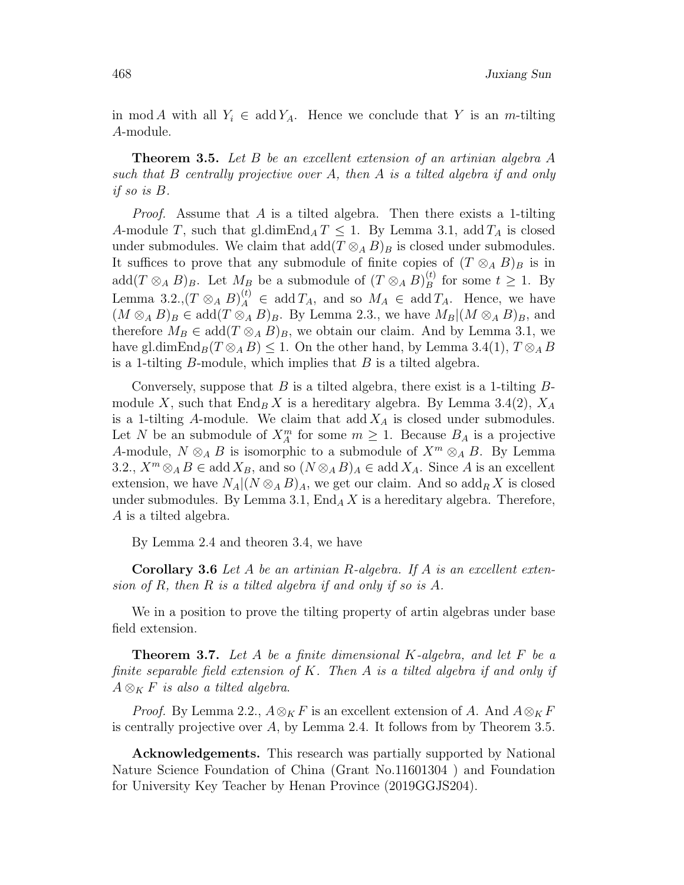in $\operatorname{mod} A$ with all $Y_i \in \operatorname{add} Y_A$. Hence we conclude that $Y$ is an $m$-tilting $A$-module.

**Theorem 3.5.** *Let $B$ be an excellent extension of an artinian algebra $A$ such that $B$ centrally projective over $A$, then $A$ is a tilted algebra if and only if so is $B$.*

*Proof.* Assume that $A$ is a tilted algebra. Then there exists a 1-tilting $A$-module $T$, such that $\operatorname{gl.dim}\operatorname{End}_A T \leq 1$. By Lemma 3.1, $\operatorname{add} T_A$ is closed under submodules. We claim that $\operatorname{add}(T \otimes_A B)_B$ is closed under submodules. It suffices to prove that any submodule of finite copies of $(T \otimes_A B)_B$ is in $\operatorname{add}(T \otimes_A B)_B$. Let $M_B$ be a submodule of $(T \otimes_A B)^{(t)}_B$ for some $t \geq 1$. By Lemma 3.2.,$(T \otimes_A B)^{(t)}_A \in \operatorname{add} T_A$, and so $M_A \in \operatorname{add} T_A$. Hence, we have $(M \otimes_A B)_B \in \operatorname{add}(T \otimes_A B)_B$. By Lemma 2.3., we have $M_B | (M \otimes_A B)_B$, and therefore $M_B \in \operatorname{add}(T \otimes_A B)_B$, we obtain our claim. And by Lemma 3.1, we have $\operatorname{gl.dim}\operatorname{End}_B(T \otimes_A B) \leq 1$. On the other hand, by Lemma 3.4(1), $T \otimes_A B$ is a 1-tilting $B$-module, which implies that $B$ is a tilted algebra.

Conversely, suppose that $B$ is a tilted algebra, there exist is a 1-tilting $B$-module $X$, such that $\operatorname{End}_B X$ is a hereditary algebra. By Lemma 3.4(2), $X_A$ is a 1-tilting $A$-module. We claim that $\operatorname{add} X_A$ is closed under submodules. Let $N$ be an submodule of $X^m_A$ for some $m \geq 1$. Because $B_A$ is a projective $A$-module, $N \otimes_A B$ is isomorphic to a submodule of $X^m \otimes_A B$. By Lemma 3.2., $X^m \otimes_A B \in \operatorname{add} X_B$, and so $(N \otimes_A B)_A \in \operatorname{add} X_A$. Since $A$ is an excellent extension, we have $N_A | (N \otimes_A B)_A$, we get our claim. And so $\operatorname{add}_R X$ is closed under submodules. By Lemma 3.1, $\operatorname{End}_A X$ is a hereditary algebra. Therefore, $A$ is a tilted algebra.

By Lemma 2.4 and theoren 3.4, we have

**Corollary 3.6** *Let $A$ be an artinian $R$-algebra. If $A$ is an excellent extension of $R$, then $R$ is a tilted algebra if and only if so is $A$.*

We in a position to prove the tilting property of artin algebras under base field extension.

**Theorem 3.7.** *Let $A$ be a finite dimensional $K$-algebra, and let $F$ be a finite separable field extension of $K$. Then $A$ is a tilted algebra if and only if $A \otimes_K F$ is also a tilted algebra.*

*Proof.* By Lemma 2.2., $A \otimes_K F$ is an excellent extension of $A$. And $A \otimes_K F$ is centrally projective over $A$, by Lemma 2.4. It follows from by Theorem 3.5.

**Acknowledgements.** This research was partially supported by National Nature Science Foundation of China (Grant No.11601304 ) and Foundation for University Key Teacher by Henan Province (2019GGJS204).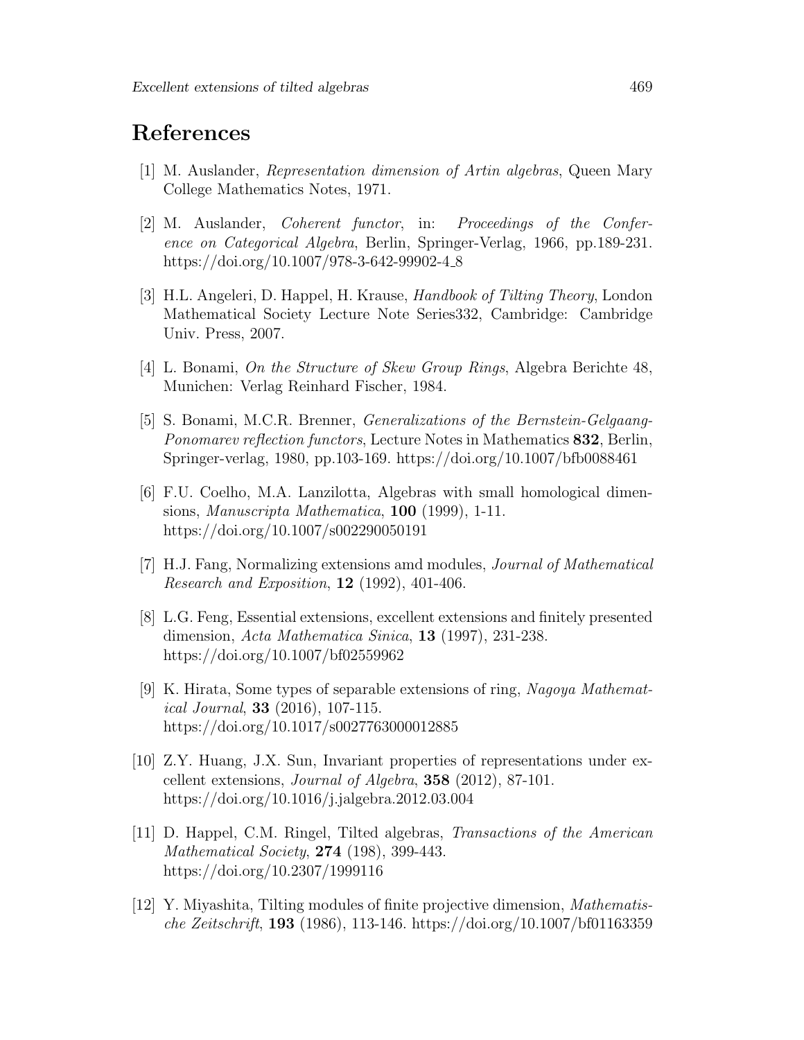# References

[1] M. Auslander, *Representation dimension of Artin algebras*, Queen Mary College Mathematics Notes, 1971.

[2] M. Auslander, *Coherent functor*, in: *Proceedings of the Conference on Categorical Algebra*, Berlin, Springer-Verlag, 1966, pp.189-231. https://doi.org/10.1007/978-3-642-99902-4_8

[3] H.L. Angeleri, D. Happel, H. Krause, *Handbook of Tilting Theory*, London Mathematical Society Lecture Note Series332, Cambridge: Cambridge Univ. Press, 2007.

[4] L. Bonami, *On the Structure of Skew Group Rings*, Algebra Berichte 48, Munichen: Verlag Reinhard Fischer, 1984.

[5] S. Bonami, M.C.R. Brenner, *Generalizations of the Bernstein-Gelgaang-Ponomarev reflection functors*, Lecture Notes in Mathematics **832**, Berlin, Springer-verlag, 1980, pp.103-169. https://doi.org/10.1007/bfb0088461

[6] F.U. Coelho, M.A. Lanzilotta, Algebras with small homological dimensions, *Manuscripta Mathematica*, **100** (1999), 1-11. https://doi.org/10.1007/s002290050191

[7] H.J. Fang, Normalizing extensions amd modules, *Journal of Mathematical Research and Exposition*, **12** (1992), 401-406.

[8] L.G. Feng, Essential extensions, excellent extensions and finitely presented dimension, *Acta Mathematica Sinica*, **13** (1997), 231-238. https://doi.org/10.1007/bf02559962

[9] K. Hirata, Some types of separable extensions of ring, *Nagoya Mathematical Journal*, **33** (2016), 107-115. https://doi.org/10.1017/s0027763000012885

[10] Z.Y. Huang, J.X. Sun, Invariant properties of representations under excellent extensions, *Journal of Algebra*, **358** (2012), 87-101. https://doi.org/10.1016/j.jalgebra.2012.03.004

[11] D. Happel, C.M. Ringel, Tilted algebras, *Transactions of the American Mathematical Society*, **274** (198), 399-443. https://doi.org/10.2307/1999116

[12] Y. Miyashita, Tilting modules of finite projective dimension, *Mathematische Zeitschrift*, **193** (1986), 113-146. https://doi.org/10.1007/bf01163359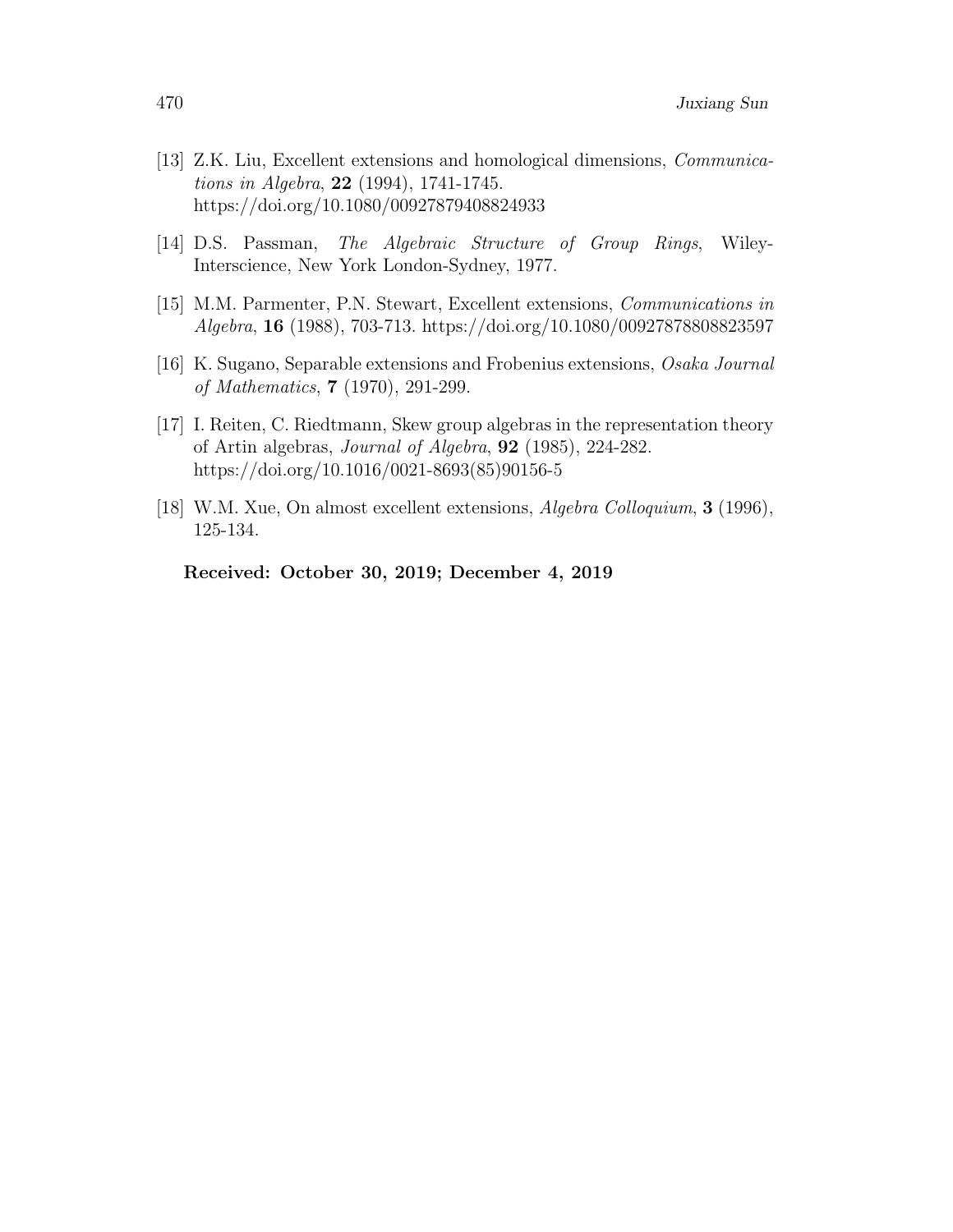[13] Z.K. Liu, Excellent extensions and homological dimensions, *Communications in Algebra*, **22** (1994), 1741-1745.
https://doi.org/10.1080/00927879408824933

[14] D.S. Passman, *The Algebraic Structure of Group Rings*, Wiley-Interscience, New York London-Sydney, 1977.

[15] M.M. Parmenter, P.N. Stewart, Excellent extensions, *Communications in Algebra*, **16** (1988), 703-713. https://doi.org/10.1080/00927878808823597

[16] K. Sugano, Separable extensions and Frobenius extensions, *Osaka Journal of Mathematics*, **7** (1970), 291-299.

[17] I. Reiten, C. Riedtmann, Skew group algebras in the representation theory of Artin algebras, *Journal of Algebra*, **92** (1985), 224-282.
https://doi.org/10.1016/0021-8693(85)90156-5

[18] W.M. Xue, On almost excellent extensions, *Algebra Colloquium*, **3** (1996), 125-134.

**Received: October 30, 2019; December 4, 2019**